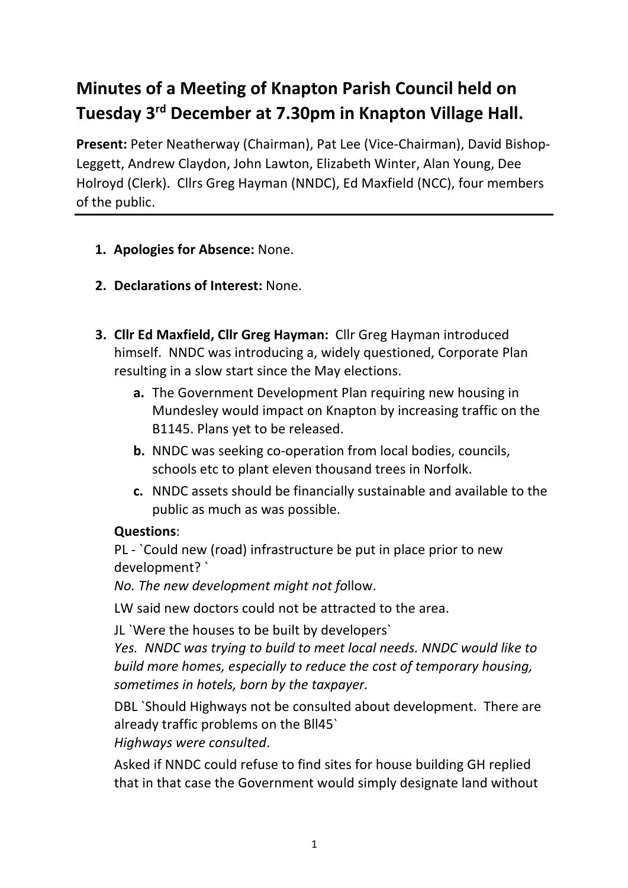# Minutes of a Meeting of Knapton Parish Council held on Tuesday 3rd December at 7.30pm in Knapton Village Hall.

**Present:** Peter Neatherway (Chairman), Pat Lee (Vice-Chairman), David Bishop-Leggett, Andrew Claydon, John Lawton, Elizabeth Winter, Alan Young, Dee Holroyd (Clerk). Cllrs Greg Hayman (NNDC), Ed Maxfield (NCC), four members of the public.

---

1. **Apologies for Absence:** None.

2. **Declarations of Interest:** None.

3. **Cllr Ed Maxfield, Cllr Greg Hayman:** Cllr Greg Hayman introduced himself. NNDC was introducing a, widely questioned, Corporate Plan resulting in a slow start since the May elections.

   a. The Government Development Plan requiring new housing in Mundesley would impact on Knapton by increasing traffic on the B1145. Plans yet to be released.

   b. NNDC was seeking co-operation from local bodies, councils, schools etc to plant eleven thousand trees in Norfolk.

   c. NNDC assets should be financially sustainable and available to the public as much as was possible.

   **Questions**:

   PL - `Could new (road) infrastructure be put in place prior to new development? `

   *No. The new development might not fo*llow.

   LW said new doctors could not be attracted to the area.

   JL `Were the houses to be built by developers`

   *Yes. NNDC was trying to build to meet local needs. NNDC would like to build more homes, especially to reduce the cost of temporary housing, sometimes in hotels, born by the taxpayer.*

   DBL `Should Highways not be consulted about development. There are already traffic problems on the Bll45`

   *Highways were consulted*.

   Asked if NNDC could refuse to find sites for house building GH replied that in that case the Government would simply designate land without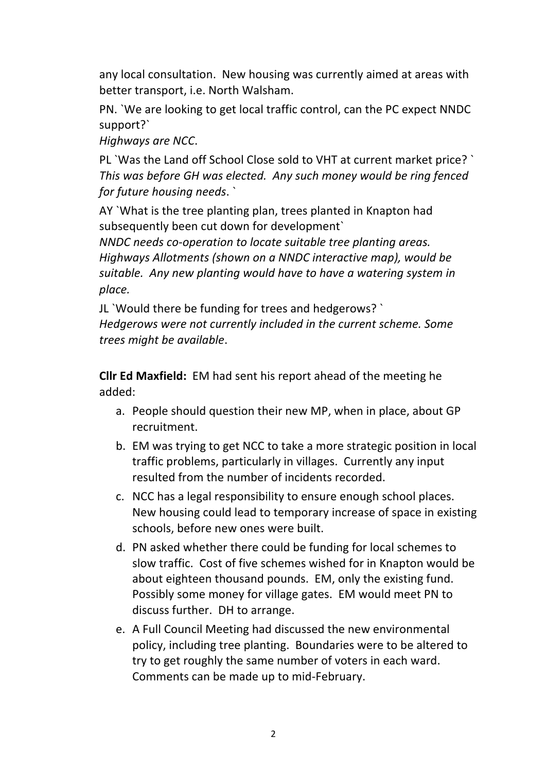any local consultation. New housing was currently aimed at areas with better transport, i.e. North Walsham.

PN. `We are looking to get local traffic control, can the PC expect NNDC support?`

*Highways are NCC.*

PL `Was the Land off School Close sold to VHT at current market price? `

*This was before GH was elected. Any such money would be ring fenced for future housing needs.* `

AY `What is the tree planting plan, trees planted in Knapton had subsequently been cut down for development`

*NNDC needs co-operation to locate suitable tree planting areas. Highways Allotments (shown on a NNDC interactive map), would be suitable. Any new planting would have to have a watering system in place.*

JL `Would there be funding for trees and hedgerows? `

*Hedgerows were not currently included in the current scheme. Some trees might be available*.

**Cllr Ed Maxfield:** EM had sent his report ahead of the meeting he added:

a. People should question their new MP, when in place, about GP recruitment.
b. EM was trying to get NCC to take a more strategic position in local traffic problems, particularly in villages. Currently any input resulted from the number of incidents recorded.
c. NCC has a legal responsibility to ensure enough school places. New housing could lead to temporary increase of space in existing schools, before new ones were built.
d. PN asked whether there could be funding for local schemes to slow traffic. Cost of five schemes wished for in Knapton would be about eighteen thousand pounds. EM, only the existing fund. Possibly some money for village gates. EM would meet PN to discuss further. DH to arrange.
e. A Full Council Meeting had discussed the new environmental policy, including tree planting. Boundaries were to be altered to try to get roughly the same number of voters in each ward. Comments can be made up to mid-February.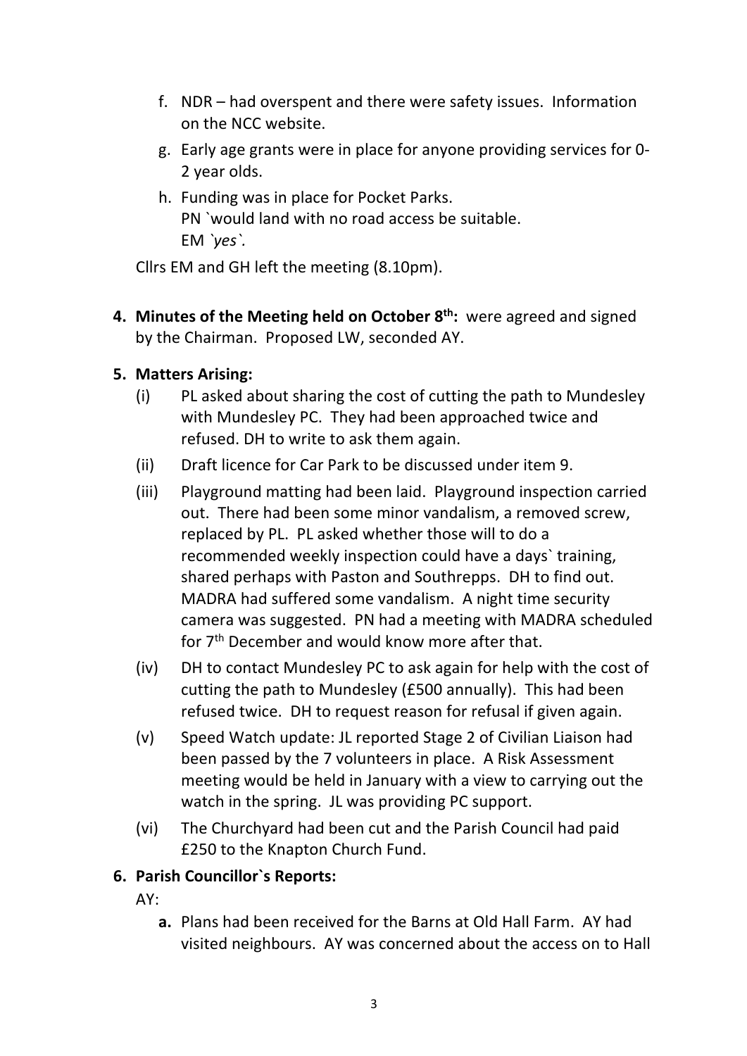f. NDR – had overspent and there were safety issues. Information on the NCC website.

g. Early age grants were in place for anyone providing services for 0-2 year olds.

h. Funding was in place for Pocket Parks.
PN `would land with no road access be suitable.
EM *`yes`.*

Cllrs EM and GH left the meeting (8.10pm).

**4. Minutes of the Meeting held on October 8th:** were agreed and signed by the Chairman. Proposed LW, seconded AY.

**5. Matters Arising:**

(i) PL asked about sharing the cost of cutting the path to Mundesley with Mundesley PC. They had been approached twice and refused. DH to write to ask them again.

(ii) Draft licence for Car Park to be discussed under item 9.

(iii) Playground matting had been laid. Playground inspection carried out. There had been some minor vandalism, a removed screw, replaced by PL. PL asked whether those will to do a recommended weekly inspection could have a days` training, shared perhaps with Paston and Southrepps. DH to find out. MADRA had suffered some vandalism. A night time security camera was suggested. PN had a meeting with MADRA scheduled for 7th December and would know more after that.

(iv) DH to contact Mundesley PC to ask again for help with the cost of cutting the path to Mundesley (£500 annually). This had been refused twice. DH to request reason for refusal if given again.

(v) Speed Watch update: JL reported Stage 2 of Civilian Liaison had been passed by the 7 volunteers in place. A Risk Assessment meeting would be held in January with a view to carrying out the watch in the spring. JL was providing PC support.

(vi) The Churchyard had been cut and the Parish Council had paid £250 to the Knapton Church Fund.

**6. Parish Councillor`s Reports:**

AY:

**a.** Plans had been received for the Barns at Old Hall Farm. AY had visited neighbours. AY was concerned about the access on to Hall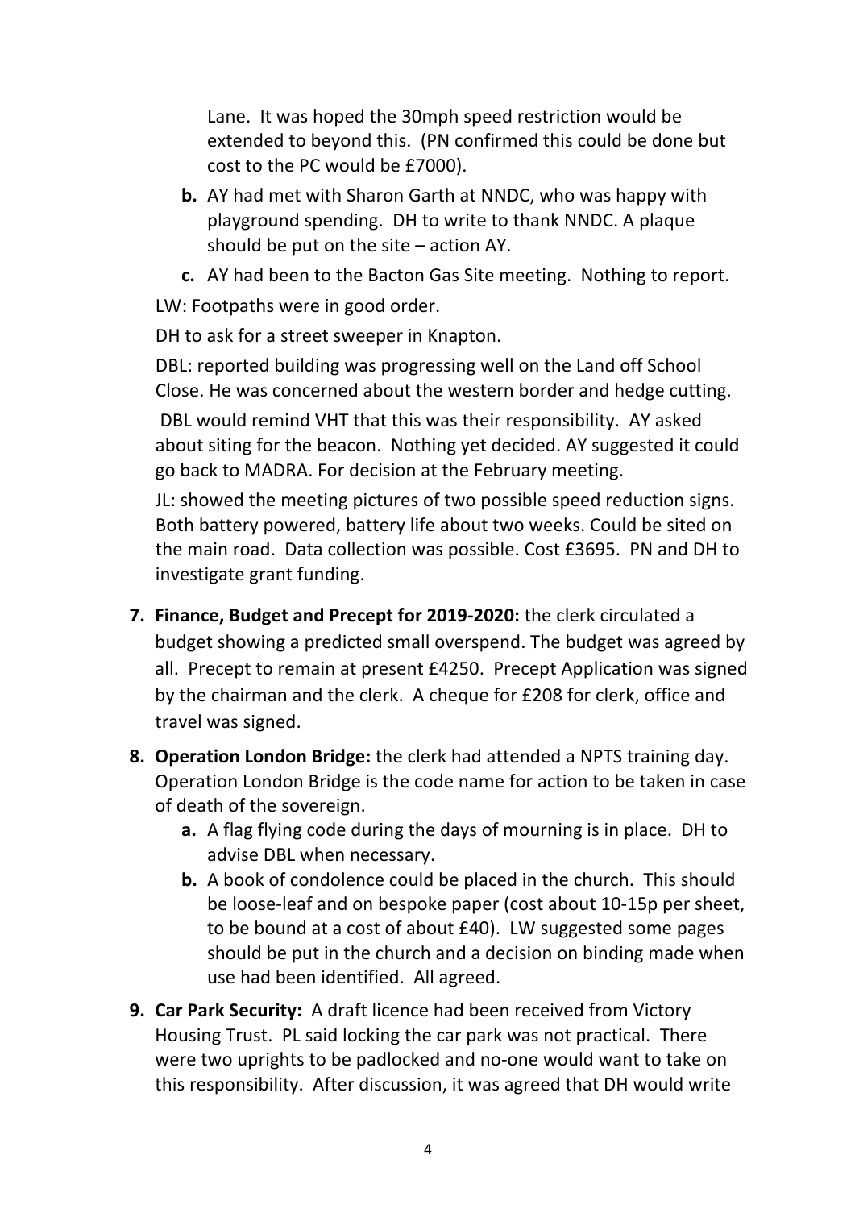Lane. It was hoped the 30mph speed restriction would be extended to beyond this. (PN confirmed this could be done but cost to the PC would be £7000).

  b. AY had met with Sharon Garth at NNDC, who was happy with playground spending. DH to write to thank NNDC. A plaque should be put on the site – action AY.
  c. AY had been to the Bacton Gas Site meeting. Nothing to report.

LW: Footpaths were in good order.

DH to ask for a street sweeper in Knapton.

DBL: reported building was progressing well on the Land off School Close. He was concerned about the western border and hedge cutting.

DBL would remind VHT that this was their responsibility. AY asked about siting for the beacon. Nothing yet decided. AY suggested it could go back to MADRA. For decision at the February meeting.

JL: showed the meeting pictures of two possible speed reduction signs. Both battery powered, battery life about two weeks. Could be sited on the main road. Data collection was possible. Cost £3695. PN and DH to investigate grant funding.

7. **Finance, Budget and Precept for 2019-2020:** the clerk circulated a budget showing a predicted small overspend. The budget was agreed by all. Precept to remain at present £4250. Precept Application was signed by the chairman and the clerk. A cheque for £208 for clerk, office and travel was signed.
8. **Operation London Bridge:** the clerk had attended a NPTS training day. Operation London Bridge is the code name for action to be taken in case of death of the sovereign.
   a. A flag flying code during the days of mourning is in place. DH to advise DBL when necessary.
   b. A book of condolence could be placed in the church. This should be loose-leaf and on bespoke paper (cost about 10-15p per sheet, to be bound at a cost of about £40). LW suggested some pages should be put in the church and a decision on binding made when use had been identified. All agreed.
9. **Car Park Security:** A draft licence had been received from Victory Housing Trust. PL said locking the car park was not practical. There were two uprights to be padlocked and no-one would want to take on this responsibility. After discussion, it was agreed that DH would write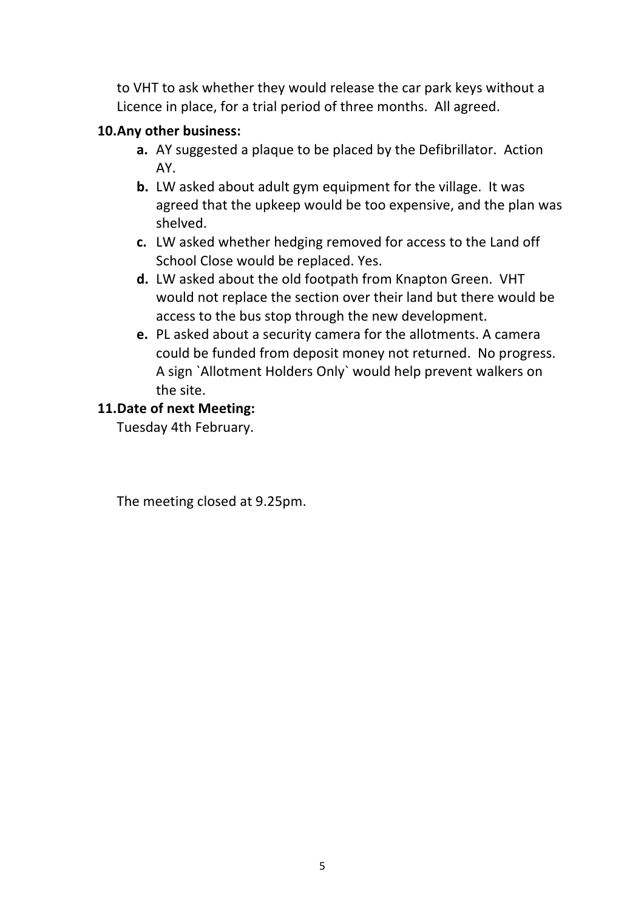to VHT to ask whether they would release the car park keys without a Licence in place, for a trial period of three months. All agreed.

**10. Any other business:**

- **a.** AY suggested a plaque to be placed by the Defibrillator. Action AY.
- **b.** LW asked about adult gym equipment for the village. It was agreed that the upkeep would be too expensive, and the plan was shelved.
- **c.** LW asked whether hedging removed for access to the Land off School Close would be replaced. Yes.
- **d.** LW asked about the old footpath from Knapton Green. VHT would not replace the section over their land but there would be access to the bus stop through the new development.
- **e.** PL asked about a security camera for the allotments. A camera could be funded from deposit money not returned. No progress. A sign `Allotment Holders Only` would help prevent walkers on the site.

**11. Date of next Meeting:**

Tuesday 4th February.

The meeting closed at 9.25pm.